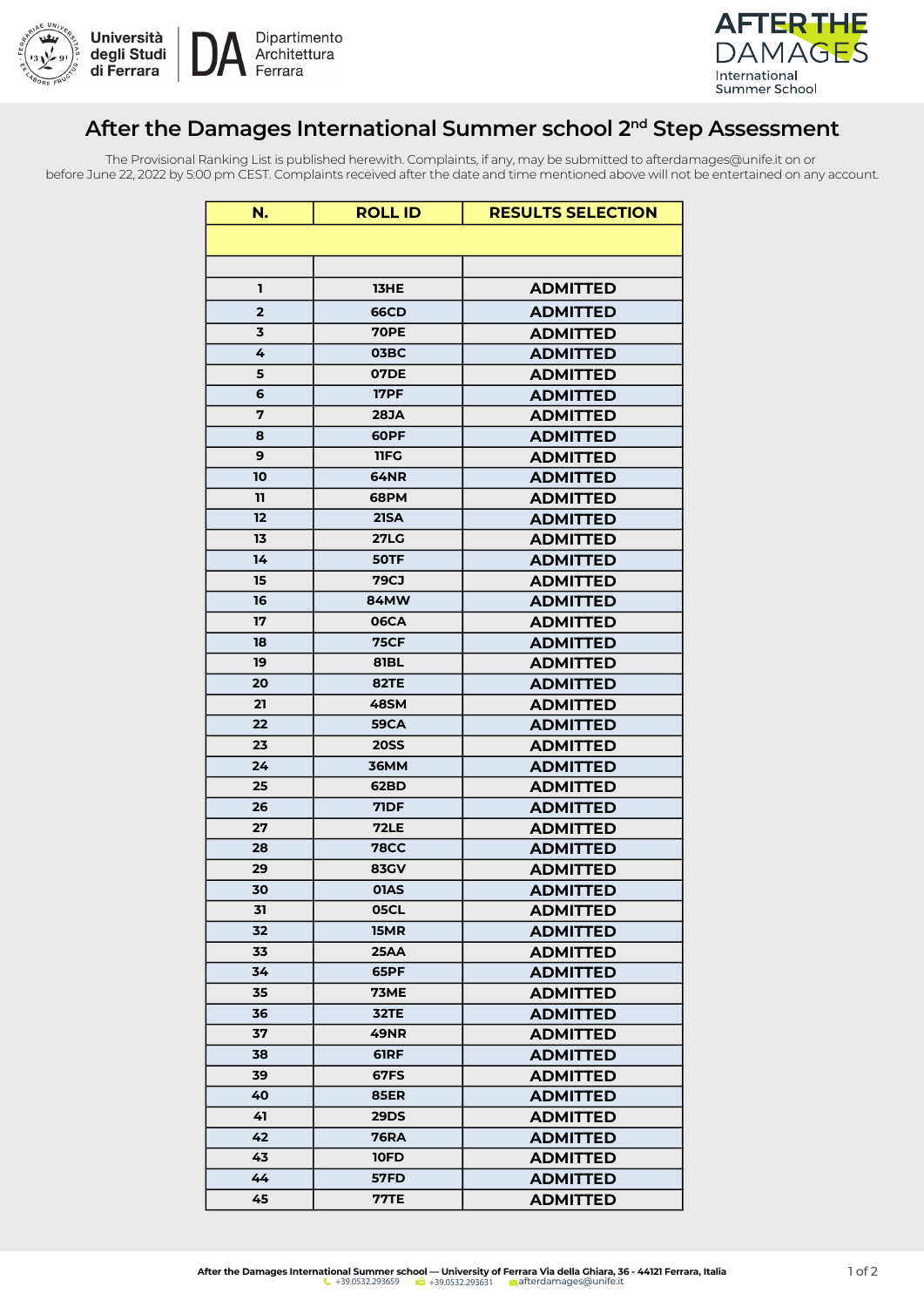Università degli Studi di Ferrara | DA Dipartimento Architettura Ferrara

AFTER THE DAMAGES International Summer School

# After the Damages International Summer school 2nd Step Assessment

The Provisional Ranking List is published herewith. Complaints, if any, may be submitted to afterdamages@unife.it on or before June 22, 2022 by 5:00 pm CEST. Complaints received after the date and time mentioned above will not be entertained on any account.

| N. | ROLL ID | RESULTS SELECTION |
|---|---|---|
| | | |
| | | |
| 1 | 13HE | ADMITTED |
| 2 | 66CD | ADMITTED |
| 3 | 70PE | ADMITTED |
| 4 | 03BC | ADMITTED |
| 5 | 07DE | ADMITTED |
| 6 | 17PF | ADMITTED |
| 7 | 28JA | ADMITTED |
| 8 | 60PF | ADMITTED |
| 9 | 11FG | ADMITTED |
| 10 | 64NR | ADMITTED |
| 11 | 68PM | ADMITTED |
| 12 | 21SA | ADMITTED |
| 13 | 27LG | ADMITTED |
| 14 | 50TF | ADMITTED |
| 15 | 79CJ | ADMITTED |
| 16 | 84MW | ADMITTED |
| 17 | 06CA | ADMITTED |
| 18 | 75CF | ADMITTED |
| 19 | 81BL | ADMITTED |
| 20 | 82TE | ADMITTED |
| 21 | 48SM | ADMITTED |
| 22 | 59CA | ADMITTED |
| 23 | 20SS | ADMITTED |
| 24 | 36MM | ADMITTED |
| 25 | 62BD | ADMITTED |
| 26 | 71DF | ADMITTED |
| 27 | 72LE | ADMITTED |
| 28 | 78CC | ADMITTED |
| 29 | 83GV | ADMITTED |
| 30 | 01AS | ADMITTED |
| 31 | 05CL | ADMITTED |
| 32 | 15MR | ADMITTED |
| 33 | 25AA | ADMITTED |
| 34 | 65PF | ADMITTED |
| 35 | 73ME | ADMITTED |
| 36 | 32TE | ADMITTED |
| 37 | 49NR | ADMITTED |
| 38 | 61RF | ADMITTED |
| 39 | 67FS | ADMITTED |
| 40 | 85ER | ADMITTED |
| 41 | 29DS | ADMITTED |
| 42 | 76RA | ADMITTED |
| 43 | 10FD | ADMITTED |
| 44 | 57FD | ADMITTED |
| 45 | 77TE | ADMITTED |

**After the Damages International Summer school — University of Ferrara Via della Ghiara, 36 - 44121 Ferrara, Italia**
+39.0532.293659 +39.0532.293631 afterdamages@unife.it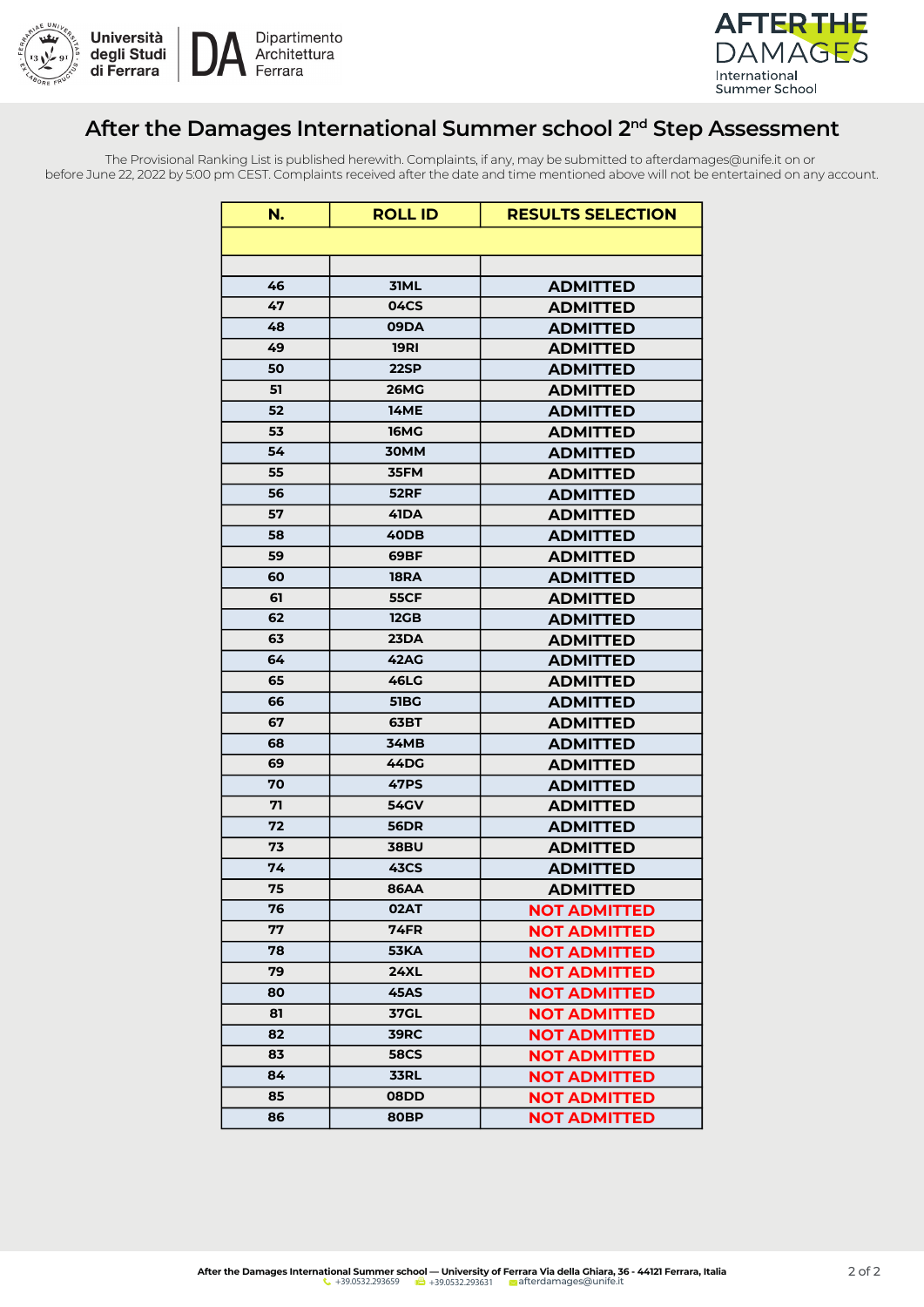# After the Damages International Summer school 2nd Step Assessment

The Provisional Ranking List is published herewith. Complaints, if any, may be submitted to afterdamages@unife.it on or before June 22, 2022 by 5:00 pm CEST. Complaints received after the date and time mentioned above will not be entertained on any account.

| N. | ROLL ID | RESULTS SELECTION |
|---|---|---|
| | | |
| | | |
| 46 | 31ML | ADMITTED |
| 47 | 04CS | ADMITTED |
| 48 | 09DA | ADMITTED |
| 49 | 19RI | ADMITTED |
| 50 | 22SP | ADMITTED |
| 51 | 26MG | ADMITTED |
| 52 | 14ME | ADMITTED |
| 53 | 16MG | ADMITTED |
| 54 | 30MM | ADMITTED |
| 55 | 35FM | ADMITTED |
| 56 | 52RF | ADMITTED |
| 57 | 41DA | ADMITTED |
| 58 | 40DB | ADMITTED |
| 59 | 69BF | ADMITTED |
| 60 | 18RA | ADMITTED |
| 61 | 55CF | ADMITTED |
| 62 | 12GB | ADMITTED |
| 63 | 23DA | ADMITTED |
| 64 | 42AG | ADMITTED |
| 65 | 46LG | ADMITTED |
| 66 | 51BG | ADMITTED |
| 67 | 63BT | ADMITTED |
| 68 | 34MB | ADMITTED |
| 69 | 44DG | ADMITTED |
| 70 | 47PS | ADMITTED |
| 71 | 54GV | ADMITTED |
| 72 | 56DR | ADMITTED |
| 73 | 38BU | ADMITTED |
| 74 | 43CS | ADMITTED |
| 75 | 86AA | ADMITTED |
| 76 | 02AT | NOT ADMITTED |
| 77 | 74FR | NOT ADMITTED |
| 78 | 53KA | NOT ADMITTED |
| 79 | 24XL | NOT ADMITTED |
| 80 | 45AS | NOT ADMITTED |
| 81 | 37GL | NOT ADMITTED |
| 82 | 39RC | NOT ADMITTED |
| 83 | 58CS | NOT ADMITTED |
| 84 | 33RL | NOT ADMITTED |
| 85 | 08DD | NOT ADMITTED |
| 86 | 80BP | NOT ADMITTED |